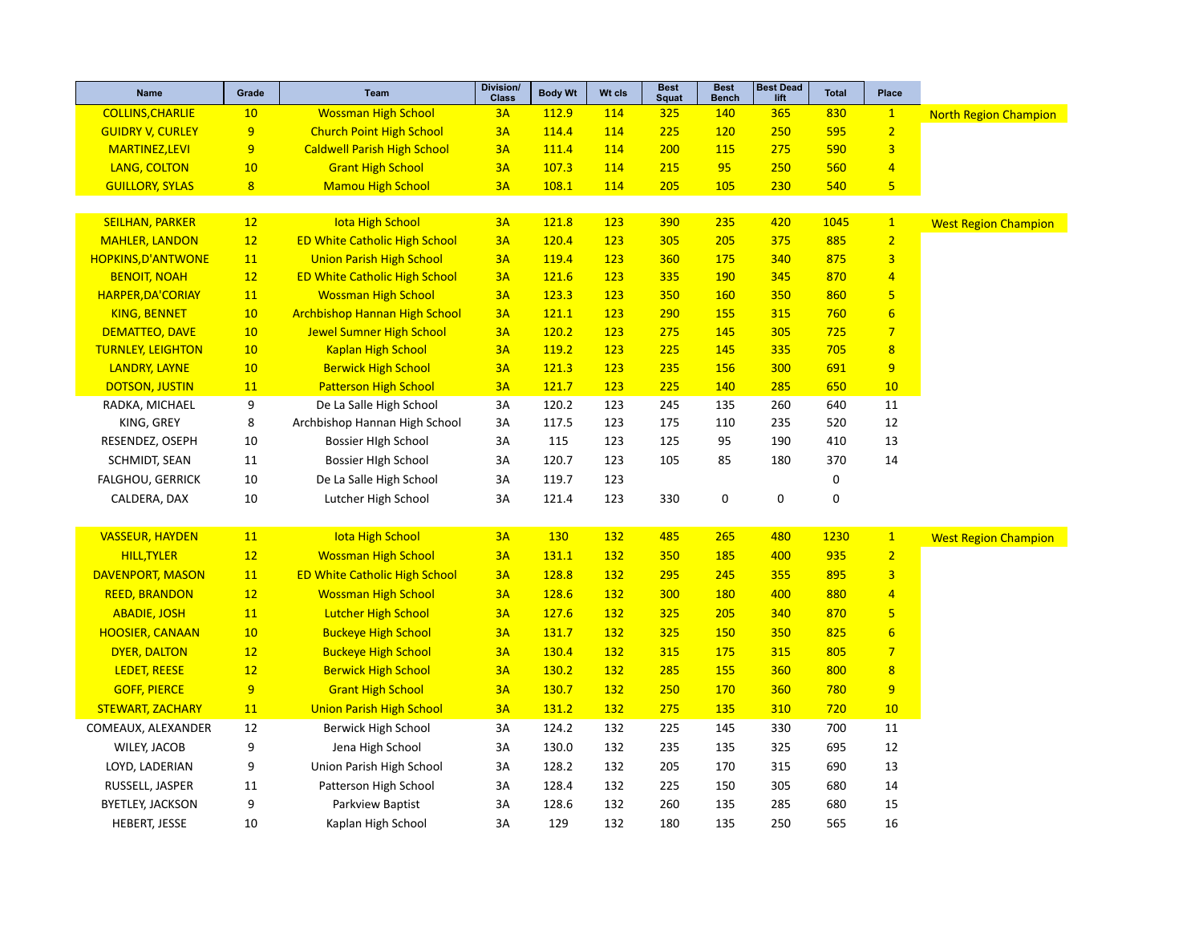| Name | Grade | Team | Division/ Class | Body Wt | Wt cls | Best Squat | Best Bench | Best Dead lift | Total | Place | |
|---|---|---|---|---|---|---|---|---|---|---|---|
| COLLINS,CHARLIE | 10 | Wossman High School | 3A | 112.9 | 114 | 325 | 140 | 365 | 830 | 1 | North Region Champion |
| GUIDRY V, CURLEY | 9 | Church Point High School | 3A | 114.4 | 114 | 225 | 120 | 250 | 595 | 2 | |
| MARTINEZ,LEVI | 9 | Caldwell Parish High School | 3A | 111.4 | 114 | 200 | 115 | 275 | 590 | 3 | |
| LANG, COLTON | 10 | Grant High School | 3A | 107.3 | 114 | 215 | 95 | 250 | 560 | 4 | |
| GUILLORY, SYLAS | 8 | Mamou High School | 3A | 108.1 | 114 | 205 | 105 | 230 | 540 | 5 | |
| | | | | | | | | | | | |
| SEILHAN, PARKER | 12 | Iota High School | 3A | 121.8 | 123 | 390 | 235 | 420 | 1045 | 1 | West Region Champion |
| MAHLER, LANDON | 12 | ED White Catholic High School | 3A | 120.4 | 123 | 305 | 205 | 375 | 885 | 2 | |
| HOPKINS,D'ANTWONE | 11 | Union Parish High School | 3A | 119.4 | 123 | 360 | 175 | 340 | 875 | 3 | |
| BENOIT, NOAH | 12 | ED White Catholic High School | 3A | 121.6 | 123 | 335 | 190 | 345 | 870 | 4 | |
| HARPER,DA'CORIAY | 11 | Wossman High School | 3A | 123.3 | 123 | 350 | 160 | 350 | 860 | 5 | |
| KING, BENNET | 10 | Archbishop Hannan High School | 3A | 121.1 | 123 | 290 | 155 | 315 | 760 | 6 | |
| DEMATTEO, DAVE | 10 | Jewel Sumner High School | 3A | 120.2 | 123 | 275 | 145 | 305 | 725 | 7 | |
| TURNLEY, LEIGHTON | 10 | Kaplan High School | 3A | 119.2 | 123 | 225 | 145 | 335 | 705 | 8 | |
| LANDRY, LAYNE | 10 | Berwick High School | 3A | 121.3 | 123 | 235 | 156 | 300 | 691 | 9 | |
| DOTSON, JUSTIN | 11 | Patterson High School | 3A | 121.7 | 123 | 225 | 140 | 285 | 650 | 10 | |
| RADKA, MICHAEL | 9 | De La Salle High School | 3A | 120.2 | 123 | 245 | 135 | 260 | 640 | 11 | |
| KING, GREY | 8 | Archbishop Hannan High School | 3A | 117.5 | 123 | 175 | 110 | 235 | 520 | 12 | |
| RESENDEZ, OSEPH | 10 | Bossier HIgh School | 3A | 115 | 123 | 125 | 95 | 190 | 410 | 13 | |
| SCHMIDT, SEAN | 11 | Bossier HIgh School | 3A | 120.7 | 123 | 105 | 85 | 180 | 370 | 14 | |
| FALGHOU, GERRICK | 10 | De La Salle High School | 3A | 119.7 | 123 | | | | 0 | | |
| CALDERA, DAX | 10 | Lutcher High School | 3A | 121.4 | 123 | 330 | 0 | 0 | 0 | | |
| | | | | | | | | | | | |
| VASSEUR, HAYDEN | 11 | Iota High School | 3A | 130 | 132 | 485 | 265 | 480 | 1230 | 1 | West Region Champion |
| HILL,TYLER | 12 | Wossman High School | 3A | 131.1 | 132 | 350 | 185 | 400 | 935 | 2 | |
| DAVENPORT, MASON | 11 | ED White Catholic High School | 3A | 128.8 | 132 | 295 | 245 | 355 | 895 | 3 | |
| REED, BRANDON | 12 | Wossman High School | 3A | 128.6 | 132 | 300 | 180 | 400 | 880 | 4 | |
| ABADIE, JOSH | 11 | Lutcher High School | 3A | 127.6 | 132 | 325 | 205 | 340 | 870 | 5 | |
| HOOSIER, CANAAN | 10 | Buckeye High School | 3A | 131.7 | 132 | 325 | 150 | 350 | 825 | 6 | |
| DYER, DALTON | 12 | Buckeye High School | 3A | 130.4 | 132 | 315 | 175 | 315 | 805 | 7 | |
| LEDET, REESE | 12 | Berwick High School | 3A | 130.2 | 132 | 285 | 155 | 360 | 800 | 8 | |
| GOFF, PIERCE | 9 | Grant High School | 3A | 130.7 | 132 | 250 | 170 | 360 | 780 | 9 | |
| STEWART, ZACHARY | 11 | Union Parish High School | 3A | 131.2 | 132 | 275 | 135 | 310 | 720 | 10 | |
| COMEAUX, ALEXANDER | 12 | Berwick High School | 3A | 124.2 | 132 | 225 | 145 | 330 | 700 | 11 | |
| WILEY, JACOB | 9 | Jena High School | 3A | 130.0 | 132 | 235 | 135 | 325 | 695 | 12 | |
| LOYD, LADERIAN | 9 | Union Parish High School | 3A | 128.2 | 132 | 205 | 170 | 315 | 690 | 13 | |
| RUSSELL, JASPER | 11 | Patterson High School | 3A | 128.4 | 132 | 225 | 150 | 305 | 680 | 14 | |
| BYETLEY, JACKSON | 9 | Parkview Baptist | 3A | 128.6 | 132 | 260 | 135 | 285 | 680 | 15 | |
| HEBERT, JESSE | 10 | Kaplan High School | 3A | 129 | 132 | 180 | 135 | 250 | 565 | 16 | |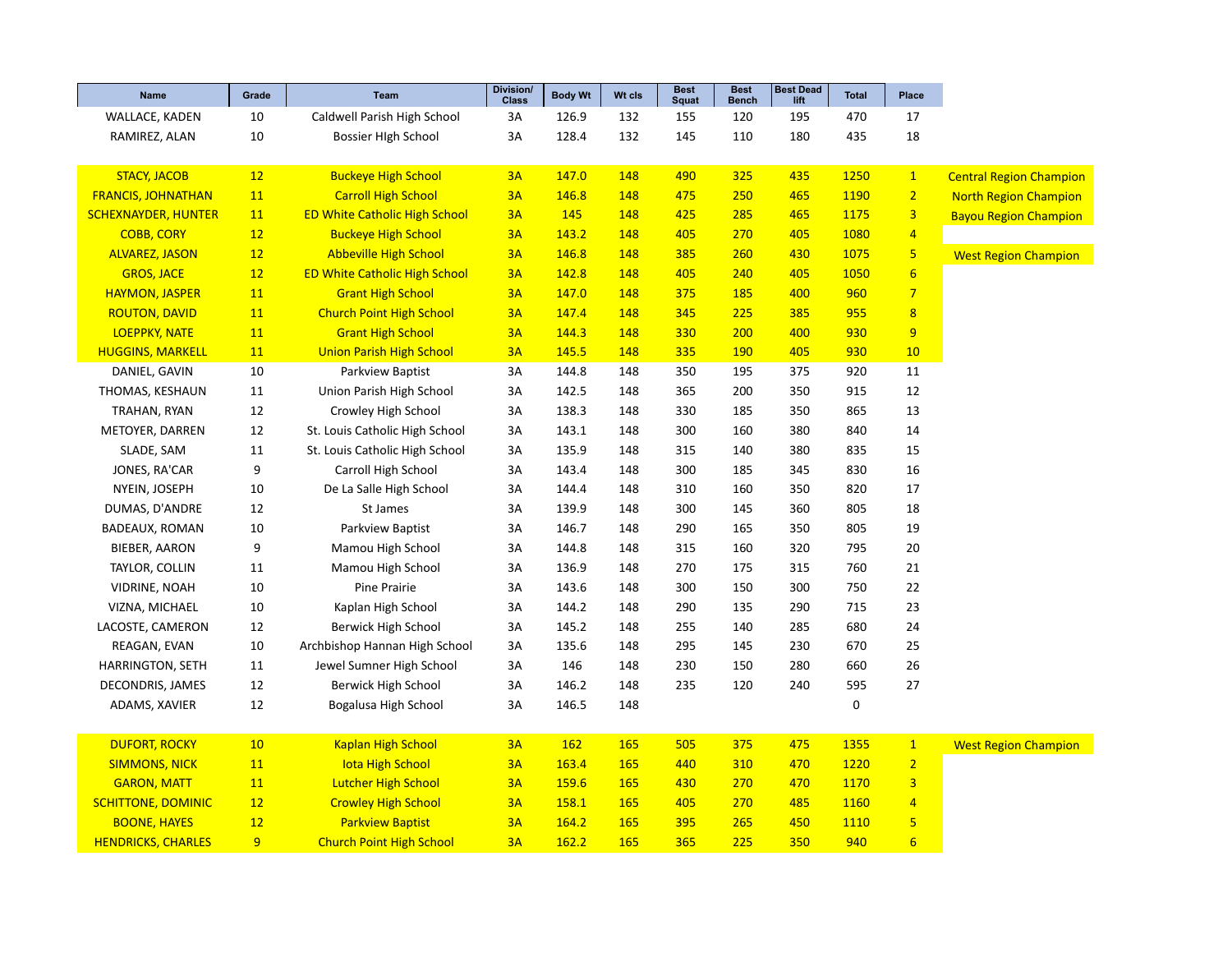| Name | Grade | Team | Division/ Class | Body Wt | Wt cls | Best Squat | Best Bench | Best Dead lift | Total | Place | |
|---|---|---|---|---|---|---|---|---|---|---|---|
| WALLACE, KADEN | 10 | Caldwell Parish High School | 3A | 126.9 | 132 | 155 | 120 | 195 | 470 | 17 | |
| RAMIREZ, ALAN | 10 | Bossier HIgh School | 3A | 128.4 | 132 | 145 | 110 | 180 | 435 | 18 | |
| | | | | | | | | | | | |
| STACY, JACOB | 12 | Buckeye High School | 3A | 147.0 | 148 | 490 | 325 | 435 | 1250 | 1 | Central Region Champion |
| FRANCIS, JOHNATHAN | 11 | Carroll High School | 3A | 146.8 | 148 | 475 | 250 | 465 | 1190 | 2 | North Region Champion |
| SCHEXNAYDER, HUNTER | 11 | ED White Catholic High School | 3A | 145 | 148 | 425 | 285 | 465 | 1175 | 3 | Bayou Region Champion |
| COBB, CORY | 12 | Buckeye High School | 3A | 143.2 | 148 | 405 | 270 | 405 | 1080 | 4 | |
| ALVAREZ, JASON | 12 | Abbeville High School | 3A | 146.8 | 148 | 385 | 260 | 430 | 1075 | 5 | West Region Champion |
| GROS, JACE | 12 | ED White Catholic High School | 3A | 142.8 | 148 | 405 | 240 | 405 | 1050 | 6 | |
| HAYMON, JASPER | 11 | Grant High School | 3A | 147.0 | 148 | 375 | 185 | 400 | 960 | 7 | |
| ROUTON, DAVID | 11 | Church Point High School | 3A | 147.4 | 148 | 345 | 225 | 385 | 955 | 8 | |
| LOEPPKY, NATE | 11 | Grant High School | 3A | 144.3 | 148 | 330 | 200 | 400 | 930 | 9 | |
| HUGGINS, MARKELL | 11 | Union Parish High School | 3A | 145.5 | 148 | 335 | 190 | 405 | 930 | 10 | |
| DANIEL, GAVIN | 10 | Parkview Baptist | 3A | 144.8 | 148 | 350 | 195 | 375 | 920 | 11 | |
| THOMAS, KESHAUN | 11 | Union Parish High School | 3A | 142.5 | 148 | 365 | 200 | 350 | 915 | 12 | |
| TRAHAN, RYAN | 12 | Crowley High School | 3A | 138.3 | 148 | 330 | 185 | 350 | 865 | 13 | |
| METOYER, DARREN | 12 | St. Louis Catholic High School | 3A | 143.1 | 148 | 300 | 160 | 380 | 840 | 14 | |
| SLADE, SAM | 11 | St. Louis Catholic High School | 3A | 135.9 | 148 | 315 | 140 | 380 | 835 | 15 | |
| JONES, RA'CAR | 9 | Carroll High School | 3A | 143.4 | 148 | 300 | 185 | 345 | 830 | 16 | |
| NYEIN, JOSEPH | 10 | De La Salle High School | 3A | 144.4 | 148 | 310 | 160 | 350 | 820 | 17 | |
| DUMAS, D'ANDRE | 12 | St James | 3A | 139.9 | 148 | 300 | 145 | 360 | 805 | 18 | |
| BADEAUX, ROMAN | 10 | Parkview Baptist | 3A | 146.7 | 148 | 290 | 165 | 350 | 805 | 19 | |
| BIEBER, AARON | 9 | Mamou High School | 3A | 144.8 | 148 | 315 | 160 | 320 | 795 | 20 | |
| TAYLOR, COLLIN | 11 | Mamou High School | 3A | 136.9 | 148 | 270 | 175 | 315 | 760 | 21 | |
| VIDRINE, NOAH | 10 | Pine Prairie | 3A | 143.6 | 148 | 300 | 150 | 300 | 750 | 22 | |
| VIZNA, MICHAEL | 10 | Kaplan High School | 3A | 144.2 | 148 | 290 | 135 | 290 | 715 | 23 | |
| LACOSTE, CAMERON | 12 | Berwick High School | 3A | 145.2 | 148 | 255 | 140 | 285 | 680 | 24 | |
| REAGAN, EVAN | 10 | Archbishop Hannan High School | 3A | 135.6 | 148 | 295 | 145 | 230 | 670 | 25 | |
| HARRINGTON, SETH | 11 | Jewel Sumner High School | 3A | 146 | 148 | 230 | 150 | 280 | 660 | 26 | |
| DECONDRIS, JAMES | 12 | Berwick High School | 3A | 146.2 | 148 | 235 | 120 | 240 | 595 | 27 | |
| ADAMS, XAVIER | 12 | Bogalusa High School | 3A | 146.5 | 148 | | | | 0 | | |
| | | | | | | | | | | | |
| DUFORT, ROCKY | 10 | Kaplan High School | 3A | 162 | 165 | 505 | 375 | 475 | 1355 | 1 | West Region Champion |
| SIMMONS, NICK | 11 | Iota High School | 3A | 163.4 | 165 | 440 | 310 | 470 | 1220 | 2 | |
| GARON, MATT | 11 | Lutcher High School | 3A | 159.6 | 165 | 430 | 270 | 470 | 1170 | 3 | |
| SCHITTONE, DOMINIC | 12 | Crowley High School | 3A | 158.1 | 165 | 405 | 270 | 485 | 1160 | 4 | |
| BOONE, HAYES | 12 | Parkview Baptist | 3A | 164.2 | 165 | 395 | 265 | 450 | 1110 | 5 | |
| HENDRICKS, CHARLES | 9 | Church Point High School | 3A | 162.2 | 165 | 365 | 225 | 350 | 940 | 6 | |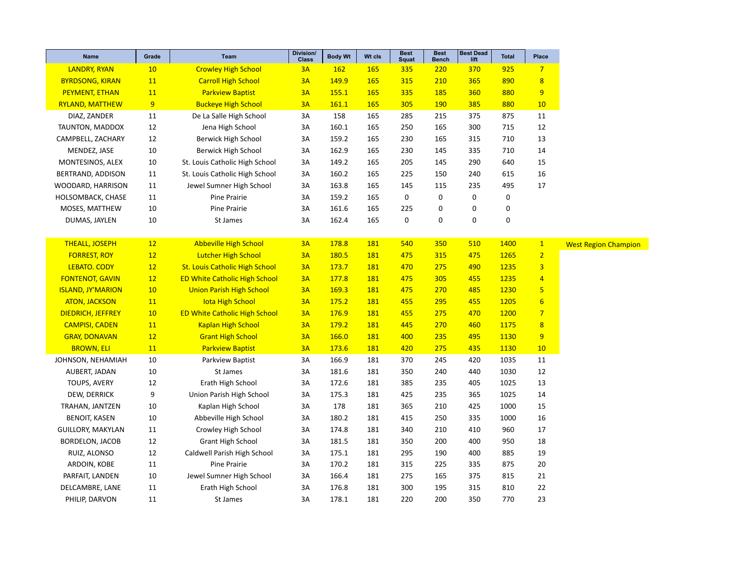| Name | Grade | Team | Division/ Class | Body Wt | Wt cls | Best Squat | Best Bench | Best Dead lift | Total | Place | |
|---|---|---|---|---|---|---|---|---|---|---|---|
| LANDRY, RYAN | 10 | Crowley High School | 3A | 162 | 165 | 335 | 220 | 370 | 925 | 7 | |
| BYRDSONG, KIRAN | 11 | Carroll High School | 3A | 149.9 | 165 | 315 | 210 | 365 | 890 | 8 | |
| PEYMENT, ETHAN | 11 | Parkview Baptist | 3A | 155.1 | 165 | 335 | 185 | 360 | 880 | 9 | |
| RYLAND, MATTHEW | 9 | Buckeye High School | 3A | 161.1 | 165 | 305 | 190 | 385 | 880 | 10 | |
| DIAZ, ZANDER | 11 | De La Salle High School | 3A | 158 | 165 | 285 | 215 | 375 | 875 | 11 | |
| TAUNTON, MADDOX | 12 | Jena High School | 3A | 160.1 | 165 | 250 | 165 | 300 | 715 | 12 | |
| CAMPBELL, ZACHARY | 12 | Berwick High School | 3A | 159.2 | 165 | 230 | 165 | 315 | 710 | 13 | |
| MENDEZ, JASE | 10 | Berwick High School | 3A | 162.9 | 165 | 230 | 145 | 335 | 710 | 14 | |
| MONTESINOS, ALEX | 10 | St. Louis Catholic High School | 3A | 149.2 | 165 | 205 | 145 | 290 | 640 | 15 | |
| BERTRAND, ADDISON | 11 | St. Louis Catholic High School | 3A | 160.2 | 165 | 225 | 150 | 240 | 615 | 16 | |
| WOODARD, HARRISON | 11 | Jewel Sumner High School | 3A | 163.8 | 165 | 145 | 115 | 235 | 495 | 17 | |
| HOLSOMBACK, CHASE | 11 | Pine Prairie | 3A | 159.2 | 165 | 0 | 0 | 0 | 0 | | |
| MOSES, MATTHEW | 10 | Pine Prairie | 3A | 161.6 | 165 | 225 | 0 | 0 | 0 | | |
| DUMAS, JAYLEN | 10 | St James | 3A | 162.4 | 165 | 0 | 0 | 0 | 0 | | |
| | | | | | | | | | | | |
| THEALL, JOSEPH | 12 | Abbeville High School | 3A | 178.8 | 181 | 540 | 350 | 510 | 1400 | 1 | West Region Champion |
| FORREST, ROY | 12 | Lutcher High School | 3A | 180.5 | 181 | 475 | 315 | 475 | 1265 | 2 | |
| LEBATO. CODY | 12 | St. Louis Catholic High School | 3A | 173.7 | 181 | 470 | 275 | 490 | 1235 | 3 | |
| FONTENOT, GAVIN | 12 | ED White Catholic High School | 3A | 177.8 | 181 | 475 | 305 | 455 | 1235 | 4 | |
| ISLAND, JY'MARION | 10 | Union Parish High School | 3A | 169.3 | 181 | 475 | 270 | 485 | 1230 | 5 | |
| ATON, JACKSON | 11 | Iota High School | 3A | 175.2 | 181 | 455 | 295 | 455 | 1205 | 6 | |
| DIEDRICH, JEFFREY | 10 | ED White Catholic High School | 3A | 176.9 | 181 | 455 | 275 | 470 | 1200 | 7 | |
| CAMPISI, CADEN | 11 | Kaplan High School | 3A | 179.2 | 181 | 445 | 270 | 460 | 1175 | 8 | |
| GRAY, DONAVAN | 12 | Grant High School | 3A | 166.0 | 181 | 400 | 235 | 495 | 1130 | 9 | |
| BROWN, ELI | 11 | Parkview Baptist | 3A | 173.6 | 181 | 420 | 275 | 435 | 1130 | 10 | |
| JOHNSON, NEHAMIAH | 10 | Parkview Baptist | 3A | 166.9 | 181 | 370 | 245 | 420 | 1035 | 11 | |
| AUBERT, JADAN | 10 | St James | 3A | 181.6 | 181 | 350 | 240 | 440 | 1030 | 12 | |
| TOUPS, AVERY | 12 | Erath High School | 3A | 172.6 | 181 | 385 | 235 | 405 | 1025 | 13 | |
| DEW, DERRICK | 9 | Union Parish High School | 3A | 175.3 | 181 | 425 | 235 | 365 | 1025 | 14 | |
| TRAHAN, JANTZEN | 10 | Kaplan High School | 3A | 178 | 181 | 365 | 210 | 425 | 1000 | 15 | |
| BENOIT, KASEN | 10 | Abbeville High School | 3A | 180.2 | 181 | 415 | 250 | 335 | 1000 | 16 | |
| GUILLORY, MAKYLAN | 11 | Crowley High School | 3A | 174.8 | 181 | 340 | 210 | 410 | 960 | 17 | |
| BORDELON, JACOB | 12 | Grant High School | 3A | 181.5 | 181 | 350 | 200 | 400 | 950 | 18 | |
| RUIZ, ALONSO | 12 | Caldwell Parish High School | 3A | 175.1 | 181 | 295 | 190 | 400 | 885 | 19 | |
| ARDOIN, KOBE | 11 | Pine Prairie | 3A | 170.2 | 181 | 315 | 225 | 335 | 875 | 20 | |
| PARFAIT, LANDEN | 10 | Jewel Sumner High School | 3A | 166.4 | 181 | 275 | 165 | 375 | 815 | 21 | |
| DELCAMBRE, LANE | 11 | Erath High School | 3A | 176.8 | 181 | 300 | 195 | 315 | 810 | 22 | |
| PHILIP, DARVON | 11 | St James | 3A | 178.1 | 181 | 220 | 200 | 350 | 770 | 23 | |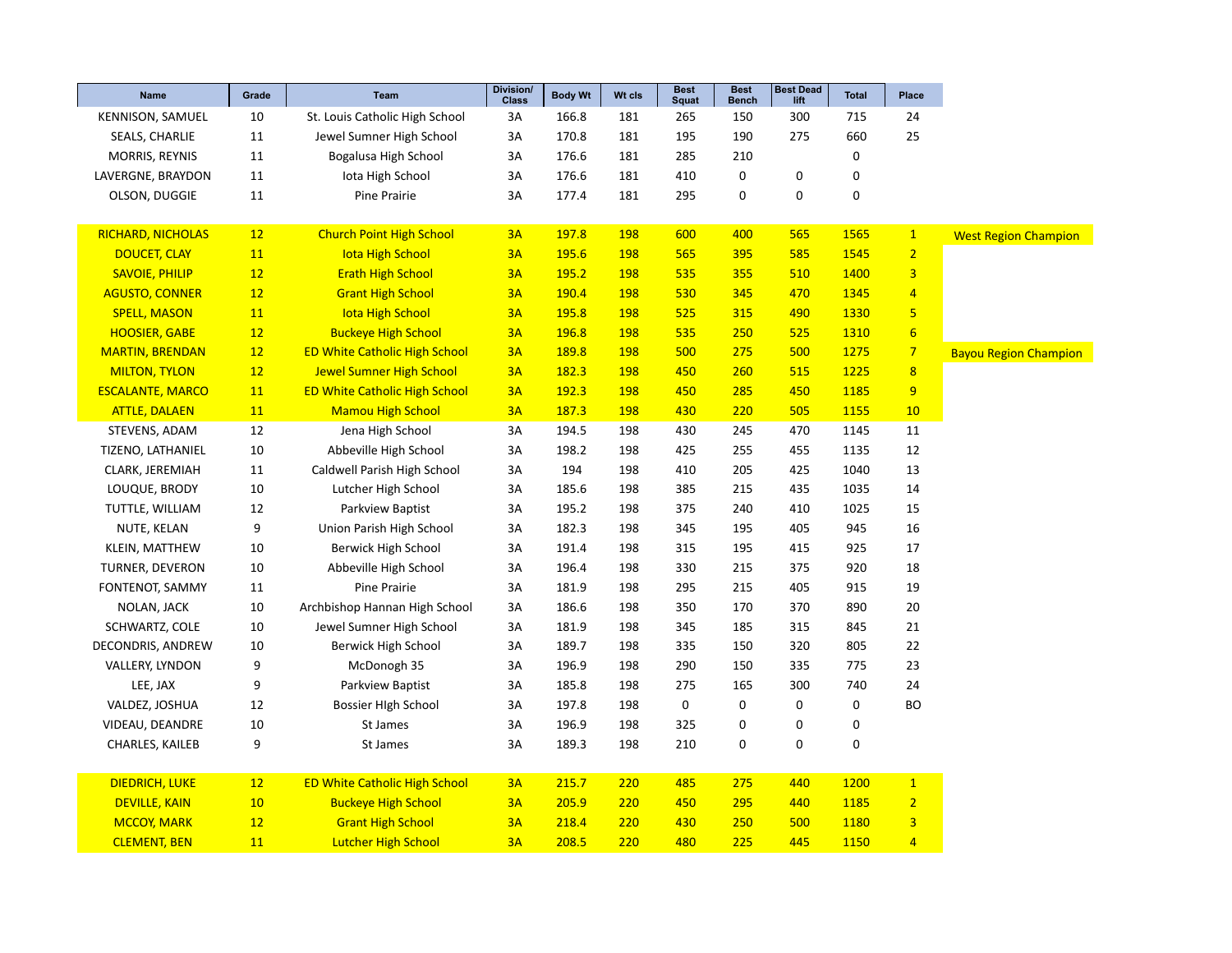| Name | Grade | Team | Division/ Class | Body Wt | Wt cls | Best Squat | Best Bench | Best Dead lift | Total | Place | |
|---|---|---|---|---|---|---|---|---|---|---|---|
| KENNISON, SAMUEL | 10 | St. Louis Catholic High School | 3A | 166.8 | 181 | 265 | 150 | 300 | 715 | 24 | |
| SEALS, CHARLIE | 11 | Jewel Sumner High School | 3A | 170.8 | 181 | 195 | 190 | 275 | 660 | 25 | |
| MORRIS, REYNIS | 11 | Bogalusa High School | 3A | 176.6 | 181 | 285 | 210 | | 0 | | |
| LAVERGNE, BRAYDON | 11 | Iota High School | 3A | 176.6 | 181 | 410 | 0 | 0 | 0 | | |
| OLSON, DUGGIE | 11 | Pine Prairie | 3A | 177.4 | 181 | 295 | 0 | 0 | 0 | | |
| | | | | | | | | | | | |
| RICHARD, NICHOLAS | 12 | Church Point High School | 3A | 197.8 | 198 | 600 | 400 | 565 | 1565 | 1 | West Region Champion |
| DOUCET, CLAY | 11 | Iota High School | 3A | 195.6 | 198 | 565 | 395 | 585 | 1545 | 2 | |
| SAVOIE, PHILIP | 12 | Erath High School | 3A | 195.2 | 198 | 535 | 355 | 510 | 1400 | 3 | |
| AGUSTO, CONNER | 12 | Grant High School | 3A | 190.4 | 198 | 530 | 345 | 470 | 1345 | 4 | |
| SPELL, MASON | 11 | Iota High School | 3A | 195.8 | 198 | 525 | 315 | 490 | 1330 | 5 | |
| HOOSIER, GABE | 12 | Buckeye High School | 3A | 196.8 | 198 | 535 | 250 | 525 | 1310 | 6 | |
| MARTIN, BRENDAN | 12 | ED White Catholic High School | 3A | 189.8 | 198 | 500 | 275 | 500 | 1275 | 7 | Bayou Region Champion |
| MILTON, TYLON | 12 | Jewel Sumner High School | 3A | 182.3 | 198 | 450 | 260 | 515 | 1225 | 8 | |
| ESCALANTE, MARCO | 11 | ED White Catholic High School | 3A | 192.3 | 198 | 450 | 285 | 450 | 1185 | 9 | |
| ATTLE, DALAEN | 11 | Mamou High School | 3A | 187.3 | 198 | 430 | 220 | 505 | 1155 | 10 | |
| STEVENS, ADAM | 12 | Jena High School | 3A | 194.5 | 198 | 430 | 245 | 470 | 1145 | 11 | |
| TIZENO, LATHANIEL | 10 | Abbeville High School | 3A | 198.2 | 198 | 425 | 255 | 455 | 1135 | 12 | |
| CLARK, JEREMIAH | 11 | Caldwell Parish High School | 3A | 194 | 198 | 410 | 205 | 425 | 1040 | 13 | |
| LOUQUE, BRODY | 10 | Lutcher High School | 3A | 185.6 | 198 | 385 | 215 | 435 | 1035 | 14 | |
| TUTTLE, WILLIAM | 12 | Parkview Baptist | 3A | 195.2 | 198 | 375 | 240 | 410 | 1025 | 15 | |
| NUTE, KELAN | 9 | Union Parish High School | 3A | 182.3 | 198 | 345 | 195 | 405 | 945 | 16 | |
| KLEIN, MATTHEW | 10 | Berwick High School | 3A | 191.4 | 198 | 315 | 195 | 415 | 925 | 17 | |
| TURNER, DEVERON | 10 | Abbeville High School | 3A | 196.4 | 198 | 330 | 215 | 375 | 920 | 18 | |
| FONTENOT, SAMMY | 11 | Pine Prairie | 3A | 181.9 | 198 | 295 | 215 | 405 | 915 | 19 | |
| NOLAN, JACK | 10 | Archbishop Hannan High School | 3A | 186.6 | 198 | 350 | 170 | 370 | 890 | 20 | |
| SCHWARTZ, COLE | 10 | Jewel Sumner High School | 3A | 181.9 | 198 | 345 | 185 | 315 | 845 | 21 | |
| DECONDRIS, ANDREW | 10 | Berwick High School | 3A | 189.7 | 198 | 335 | 150 | 320 | 805 | 22 | |
| VALLERY, LYNDON | 9 | McDonogh 35 | 3A | 196.9 | 198 | 290 | 150 | 335 | 775 | 23 | |
| LEE, JAX | 9 | Parkview Baptist | 3A | 185.8 | 198 | 275 | 165 | 300 | 740 | 24 | |
| VALDEZ, JOSHUA | 12 | Bossier HIgh School | 3A | 197.8 | 198 | 0 | 0 | 0 | 0 | BO | |
| VIDEAU, DEANDRE | 10 | St James | 3A | 196.9 | 198 | 325 | 0 | 0 | 0 | | |
| CHARLES, KAILEB | 9 | St James | 3A | 189.3 | 198 | 210 | 0 | 0 | 0 | | |
| | | | | | | | | | | | |
| DIEDRICH, LUKE | 12 | ED White Catholic High School | 3A | 215.7 | 220 | 485 | 275 | 440 | 1200 | 1 | |
| DEVILLE, KAIN | 10 | Buckeye High School | 3A | 205.9 | 220 | 450 | 295 | 440 | 1185 | 2 | |
| MCCOY, MARK | 12 | Grant High School | 3A | 218.4 | 220 | 430 | 250 | 500 | 1180 | 3 | |
| CLEMENT, BEN | 11 | Lutcher High School | 3A | 208.5 | 220 | 480 | 225 | 445 | 1150 | 4 | |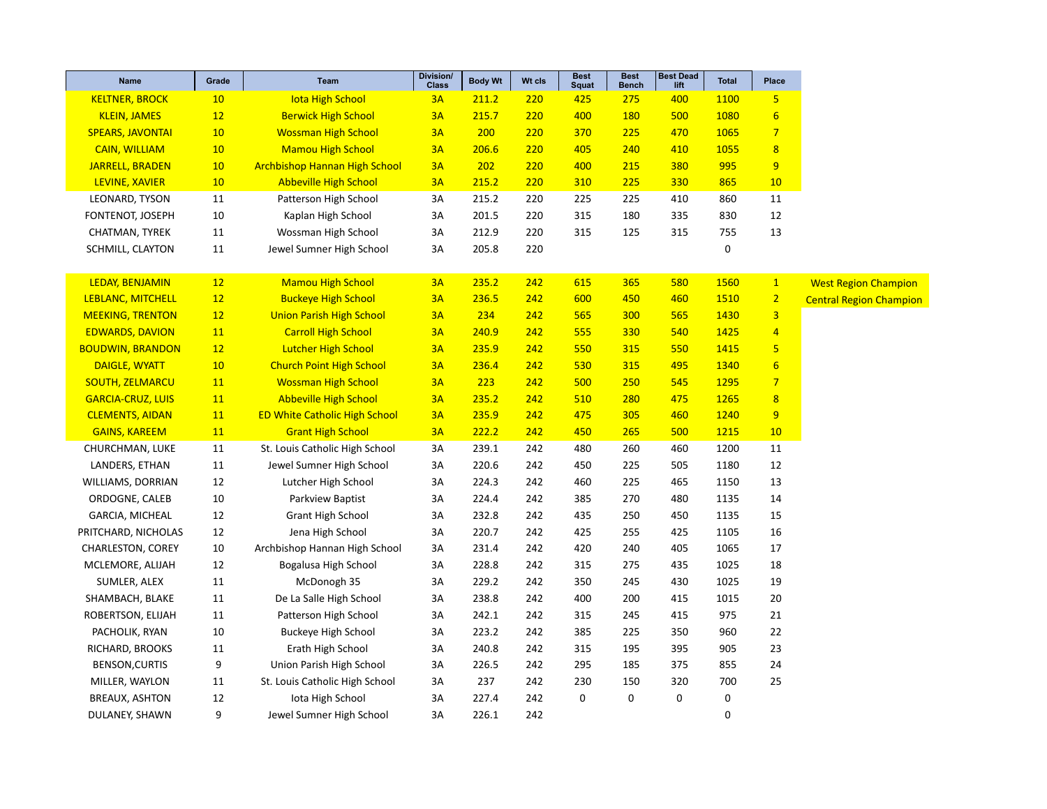| Name | Grade | Team | Division/ Class | Body Wt | Wt cls | Best Squat | Best Bench | Best Dead lift | Total | Place | |
|---|---|---|---|---|---|---|---|---|---|---|---|
| KELTNER, BROCK | 10 | Iota High School | 3A | 211.2 | 220 | 425 | 275 | 400 | 1100 | 5 | |
| KLEIN, JAMES | 12 | Berwick High School | 3A | 215.7 | 220 | 400 | 180 | 500 | 1080 | 6 | |
| SPEARS, JAVONTAI | 10 | Wossman High School | 3A | 200 | 220 | 370 | 225 | 470 | 1065 | 7 | |
| CAIN, WILLIAM | 10 | Mamou High School | 3A | 206.6 | 220 | 405 | 240 | 410 | 1055 | 8 | |
| JARRELL, BRADEN | 10 | Archbishop Hannan High School | 3A | 202 | 220 | 400 | 215 | 380 | 995 | 9 | |
| LEVINE, XAVIER | 10 | Abbeville High School | 3A | 215.2 | 220 | 310 | 225 | 330 | 865 | 10 | |
| LEONARD, TYSON | 11 | Patterson High School | 3A | 215.2 | 220 | 225 | 225 | 410 | 860 | 11 | |
| FONTENOT, JOSEPH | 10 | Kaplan High School | 3A | 201.5 | 220 | 315 | 180 | 335 | 830 | 12 | |
| CHATMAN, TYREK | 11 | Wossman High School | 3A | 212.9 | 220 | 315 | 125 | 315 | 755 | 13 | |
| SCHMILL, CLAYTON | 11 | Jewel Sumner High School | 3A | 205.8 | 220 | | | | 0 | | |
| | | | | | | | | | | | |
| LEDAY, BENJAMIN | 12 | Mamou High School | 3A | 235.2 | 242 | 615 | 365 | 580 | 1560 | 1 | West Region Champion |
| LEBLANC, MITCHELL | 12 | Buckeye High School | 3A | 236.5 | 242 | 600 | 450 | 460 | 1510 | 2 | Central Region Champion |
| MEEKING, TRENTON | 12 | Union Parish High School | 3A | 234 | 242 | 565 | 300 | 565 | 1430 | 3 | |
| EDWARDS, DAVION | 11 | Carroll High School | 3A | 240.9 | 242 | 555 | 330 | 540 | 1425 | 4 | |
| BOUDWIN, BRANDON | 12 | Lutcher High School | 3A | 235.9 | 242 | 550 | 315 | 550 | 1415 | 5 | |
| DAIGLE, WYATT | 10 | Church Point High School | 3A | 236.4 | 242 | 530 | 315 | 495 | 1340 | 6 | |
| SOUTH, ZELMARCU | 11 | Wossman High School | 3A | 223 | 242 | 500 | 250 | 545 | 1295 | 7 | |
| GARCIA-CRUZ, LUIS | 11 | Abbeville High School | 3A | 235.2 | 242 | 510 | 280 | 475 | 1265 | 8 | |
| CLEMENTS, AIDAN | 11 | ED White Catholic High School | 3A | 235.9 | 242 | 475 | 305 | 460 | 1240 | 9 | |
| GAINS, KAREEM | 11 | Grant High School | 3A | 222.2 | 242 | 450 | 265 | 500 | 1215 | 10 | |
| CHURCHMAN, LUKE | 11 | St. Louis Catholic High School | 3A | 239.1 | 242 | 480 | 260 | 460 | 1200 | 11 | |
| LANDERS, ETHAN | 11 | Jewel Sumner High School | 3A | 220.6 | 242 | 450 | 225 | 505 | 1180 | 12 | |
| WILLIAMS, DORRIAN | 12 | Lutcher High School | 3A | 224.3 | 242 | 460 | 225 | 465 | 1150 | 13 | |
| ORDOGNE, CALEB | 10 | Parkview Baptist | 3A | 224.4 | 242 | 385 | 270 | 480 | 1135 | 14 | |
| GARCIA, MICHEAL | 12 | Grant High School | 3A | 232.8 | 242 | 435 | 250 | 450 | 1135 | 15 | |
| PRITCHARD, NICHOLAS | 12 | Jena High School | 3A | 220.7 | 242 | 425 | 255 | 425 | 1105 | 16 | |
| CHARLESTON, COREY | 10 | Archbishop Hannan High School | 3A | 231.4 | 242 | 420 | 240 | 405 | 1065 | 17 | |
| MCLEMORE, ALIJAH | 12 | Bogalusa High School | 3A | 228.8 | 242 | 315 | 275 | 435 | 1025 | 18 | |
| SUMLER, ALEX | 11 | McDonogh 35 | 3A | 229.2 | 242 | 350 | 245 | 430 | 1025 | 19 | |
| SHAMBACH, BLAKE | 11 | De La Salle High School | 3A | 238.8 | 242 | 400 | 200 | 415 | 1015 | 20 | |
| ROBERTSON, ELIJAH | 11 | Patterson High School | 3A | 242.1 | 242 | 315 | 245 | 415 | 975 | 21 | |
| PACHOLIK, RYAN | 10 | Buckeye High School | 3A | 223.2 | 242 | 385 | 225 | 350 | 960 | 22 | |
| RICHARD, BROOKS | 11 | Erath High School | 3A | 240.8 | 242 | 315 | 195 | 395 | 905 | 23 | |
| BENSON,CURTIS | 9 | Union Parish High School | 3A | 226.5 | 242 | 295 | 185 | 375 | 855 | 24 | |
| MILLER, WAYLON | 11 | St. Louis Catholic High School | 3A | 237 | 242 | 230 | 150 | 320 | 700 | 25 | |
| BREAUX, ASHTON | 12 | Iota High School | 3A | 227.4 | 242 | 0 | 0 | 0 | 0 | | |
| DULANEY, SHAWN | 9 | Jewel Sumner High School | 3A | 226.1 | 242 | | | | 0 | | |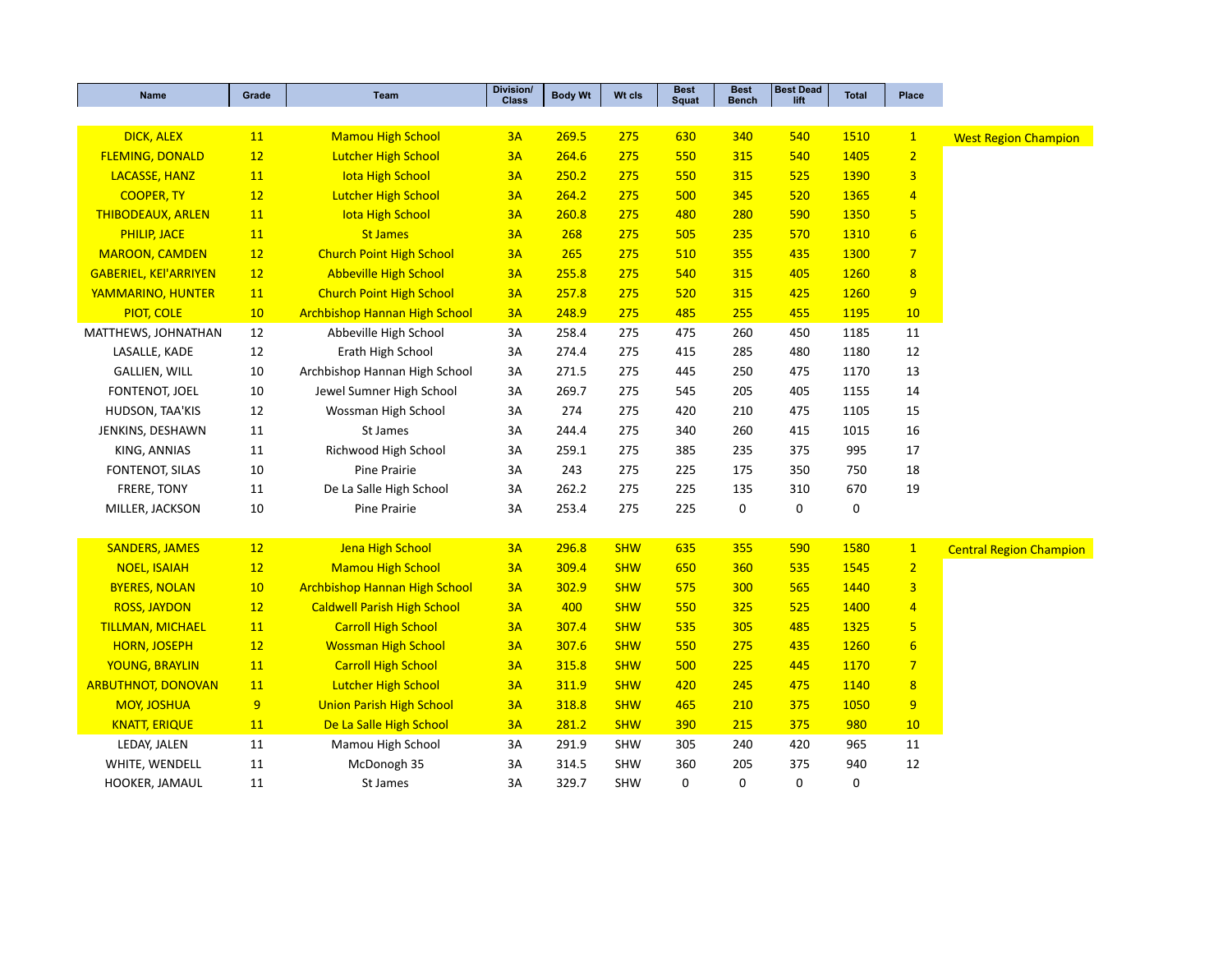| Name | Grade | Team | Division/ Class | Body Wt | Wt cls | Best Squat | Best Bench | Best Dead lift | Total | Place | |
|---|---|---|---|---|---|---|---|---|---|---|---|
| DICK, ALEX | 11 | Mamou High School | 3A | 269.5 | 275 | 630 | 340 | 540 | 1510 | 1 | West Region Champion |
| FLEMING, DONALD | 12 | Lutcher High School | 3A | 264.6 | 275 | 550 | 315 | 540 | 1405 | 2 | |
| LACASSE, HANZ | 11 | Iota High School | 3A | 250.2 | 275 | 550 | 315 | 525 | 1390 | 3 | |
| COOPER, TY | 12 | Lutcher High School | 3A | 264.2 | 275 | 500 | 345 | 520 | 1365 | 4 | |
| THIBODEAUX, ARLEN | 11 | Iota High School | 3A | 260.8 | 275 | 480 | 280 | 590 | 1350 | 5 | |
| PHILIP, JACE | 11 | St James | 3A | 268 | 275 | 505 | 235 | 570 | 1310 | 6 | |
| MAROON, CAMDEN | 12 | Church Point High School | 3A | 265 | 275 | 510 | 355 | 435 | 1300 | 7 | |
| GABERIEL, KEI'ARRIYEN | 12 | Abbeville High School | 3A | 255.8 | 275 | 540 | 315 | 405 | 1260 | 8 | |
| YAMMARINO, HUNTER | 11 | Church Point High School | 3A | 257.8 | 275 | 520 | 315 | 425 | 1260 | 9 | |
| PIOT, COLE | 10 | Archbishop Hannan High School | 3A | 248.9 | 275 | 485 | 255 | 455 | 1195 | 10 | |
| MATTHEWS, JOHNATHAN | 12 | Abbeville High School | 3A | 258.4 | 275 | 475 | 260 | 450 | 1185 | 11 | |
| LASALLE, KADE | 12 | Erath High School | 3A | 274.4 | 275 | 415 | 285 | 480 | 1180 | 12 | |
| GALLIEN, WILL | 10 | Archbishop Hannan High School | 3A | 271.5 | 275 | 445 | 250 | 475 | 1170 | 13 | |
| FONTENOT, JOEL | 10 | Jewel Sumner High School | 3A | 269.7 | 275 | 545 | 205 | 405 | 1155 | 14 | |
| HUDSON, TAA'KIS | 12 | Wossman High School | 3A | 274 | 275 | 420 | 210 | 475 | 1105 | 15 | |
| JENKINS, DESHAWN | 11 | St James | 3A | 244.4 | 275 | 340 | 260 | 415 | 1015 | 16 | |
| KING, ANNIAS | 11 | Richwood High School | 3A | 259.1 | 275 | 385 | 235 | 375 | 995 | 17 | |
| FONTENOT, SILAS | 10 | Pine Prairie | 3A | 243 | 275 | 225 | 175 | 350 | 750 | 18 | |
| FRERE, TONY | 11 | De La Salle High School | 3A | 262.2 | 275 | 225 | 135 | 310 | 670 | 19 | |
| MILLER, JACKSON | 10 | Pine Prairie | 3A | 253.4 | 275 | 225 | 0 | 0 | 0 | | |
| SANDERS, JAMES | 12 | Jena High School | 3A | 296.8 | SHW | 635 | 355 | 590 | 1580 | 1 | Central Region Champion |
| NOEL, ISAIAH | 12 | Mamou High School | 3A | 309.4 | SHW | 650 | 360 | 535 | 1545 | 2 | |
| BYERES, NOLAN | 10 | Archbishop Hannan High School | 3A | 302.9 | SHW | 575 | 300 | 565 | 1440 | 3 | |
| ROSS, JAYDON | 12 | Caldwell Parish High School | 3A | 400 | SHW | 550 | 325 | 525 | 1400 | 4 | |
| TILLMAN, MICHAEL | 11 | Carroll High School | 3A | 307.4 | SHW | 535 | 305 | 485 | 1325 | 5 | |
| HORN, JOSEPH | 12 | Wossman High School | 3A | 307.6 | SHW | 550 | 275 | 435 | 1260 | 6 | |
| YOUNG, BRAYLIN | 11 | Carroll High School | 3A | 315.8 | SHW | 500 | 225 | 445 | 1170 | 7 | |
| ARBUTHNOT, DONOVAN | 11 | Lutcher High School | 3A | 311.9 | SHW | 420 | 245 | 475 | 1140 | 8 | |
| MOY, JOSHUA | 9 | Union Parish High School | 3A | 318.8 | SHW | 465 | 210 | 375 | 1050 | 9 | |
| KNATT, ERIQUE | 11 | De La Salle High School | 3A | 281.2 | SHW | 390 | 215 | 375 | 980 | 10 | |
| LEDAY, JALEN | 11 | Mamou High School | 3A | 291.9 | SHW | 305 | 240 | 420 | 965 | 11 | |
| WHITE, WENDELL | 11 | McDonogh 35 | 3A | 314.5 | SHW | 360 | 205 | 375 | 940 | 12 | |
| HOOKER, JAMAUL | 11 | St James | 3A | 329.7 | SHW | 0 | 0 | 0 | 0 | | |